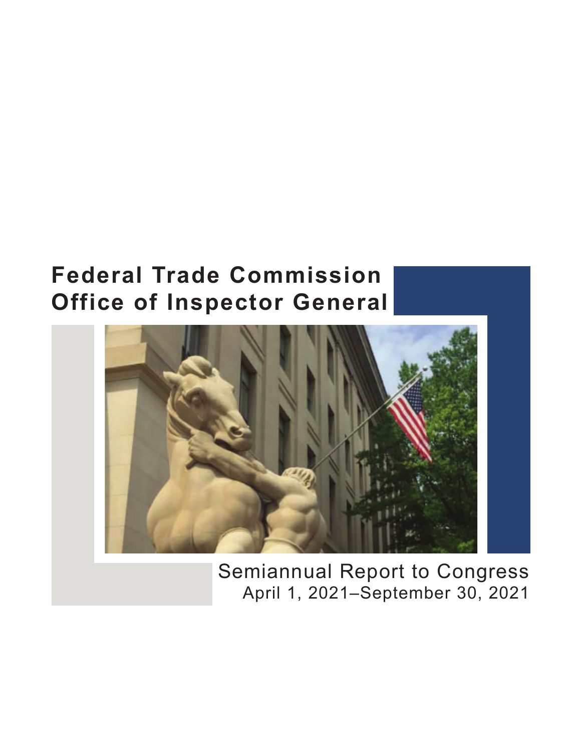# Federal Trade Commission Office of Inspector General

## Semiannual Report to Congress

April 1, 2021–September 30, 2021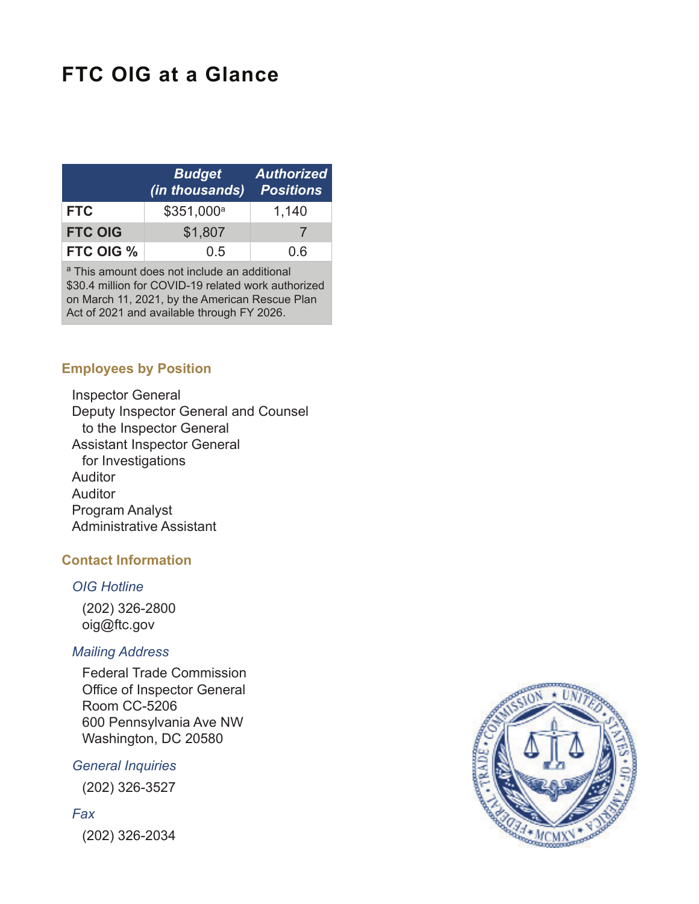# FTC OIG at a Glance

| | *Budget (in thousands)* | *Authorized Positions* |
|---|---|---|
| **FTC** | $351,000[a] | 1,140 |
| **FTC OIG** | $1,807 | 7 |
| **FTC OIG %** | 0.5 | 0.6 |

[a] This amount does not include an additional $30.4 million for COVID-19 related work authorized on March 11, 2021, by the American Rescue Plan Act of 2021 and available through FY 2026.

## Employees by Position

Inspector General
Deputy Inspector General and Counsel to the Inspector General
Assistant Inspector General for Investigations
Auditor
Auditor
Program Analyst
Administrative Assistant

## Contact Information

*OIG Hotline*

(202) 326-2800
oig@ftc.gov

*Mailing Address*

Federal Trade Commission
Office of Inspector General
Room CC-5206
600 Pennsylvania Ave NW
Washington, DC 20580

*General Inquiries*

(202) 326-3527

*Fax*

(202) 326-2034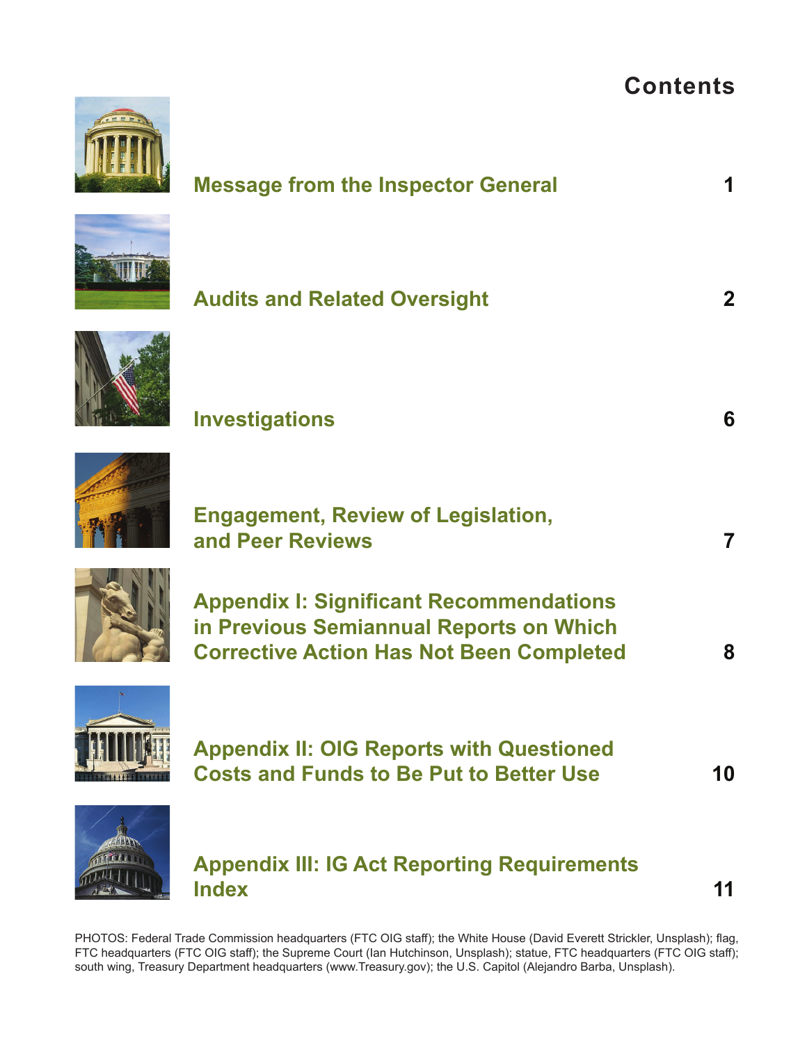# Contents

| | |
|---|---|
| **Message from the Inspector General** | **1** |
| **Audits and Related Oversight** | **2** |
| **Investigations** | **6** |
| **Engagement, Review of Legislation, and Peer Reviews** | **7** |
| **Appendix I: Significant Recommendations in Previous Semiannual Reports on Which Corrective Action Has Not Been Completed** | **8** |
| **Appendix II: OIG Reports with Questioned Costs and Funds to Be Put to Better Use** | **10** |
| **Appendix III: IG Act Reporting Requirements Index** | **11** |

PHOTOS: Federal Trade Commission headquarters (FTC OIG staff); the White House (David Everett Strickler, Unsplash); flag, FTC headquarters (FTC OIG staff); the Supreme Court (Ian Hutchinson, Unsplash); statue, FTC headquarters (FTC OIG staff); south wing, Treasury Department headquarters (www.Treasury.gov); the U.S. Capitol (Alejandro Barba, Unsplash).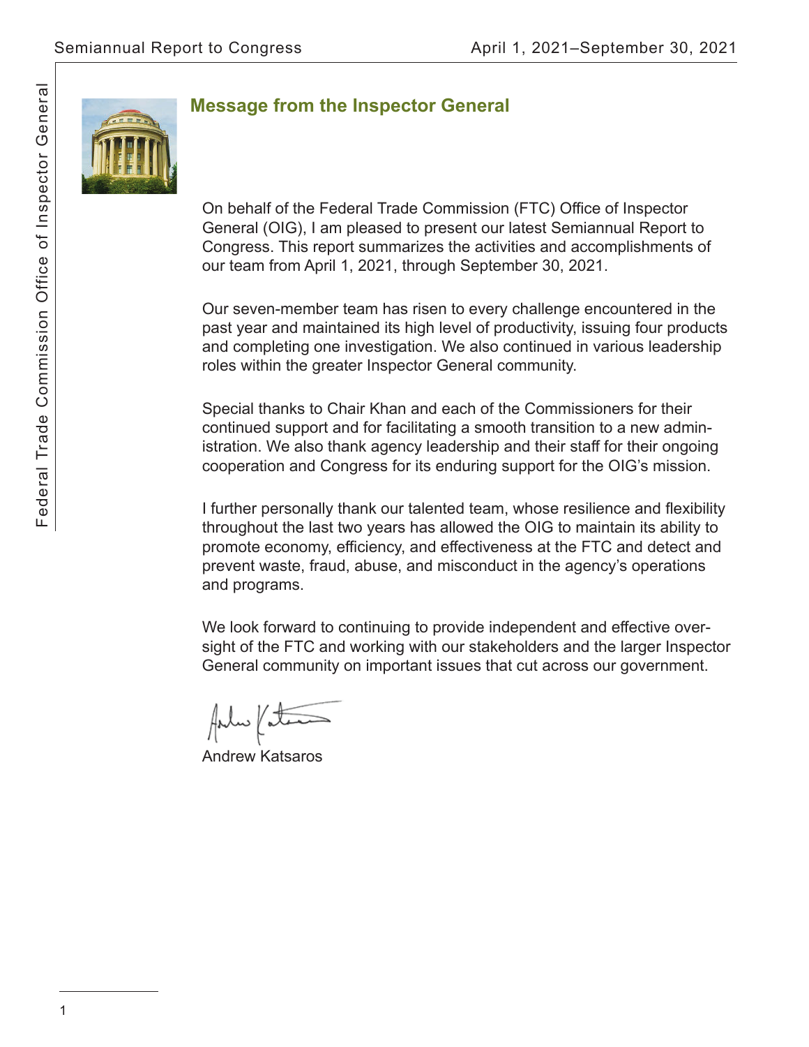## Message from the Inspector General

On behalf of the Federal Trade Commission (FTC) Office of Inspector General (OIG), I am pleased to present our latest Semiannual Report to Congress. This report summarizes the activities and accomplishments of our team from April 1, 2021, through September 30, 2021.

Our seven-member team has risen to every challenge encountered in the past year and maintained its high level of productivity, issuing four products and completing one investigation. We also continued in various leadership roles within the greater Inspector General community.

Special thanks to Chair Khan and each of the Commissioners for their continued support and for facilitating a smooth transition to a new administration. We also thank agency leadership and their staff for their ongoing cooperation and Congress for its enduring support for the OIG's mission.

I further personally thank our talented team, whose resilience and flexibility throughout the last two years has allowed the OIG to maintain its ability to promote economy, efficiency, and effectiveness at the FTC and detect and prevent waste, fraud, abuse, and misconduct in the agency's operations and programs.

We look forward to continuing to provide independent and effective oversight of the FTC and working with our stakeholders and the larger Inspector General community on important issues that cut across our government.

Andrew Katsaros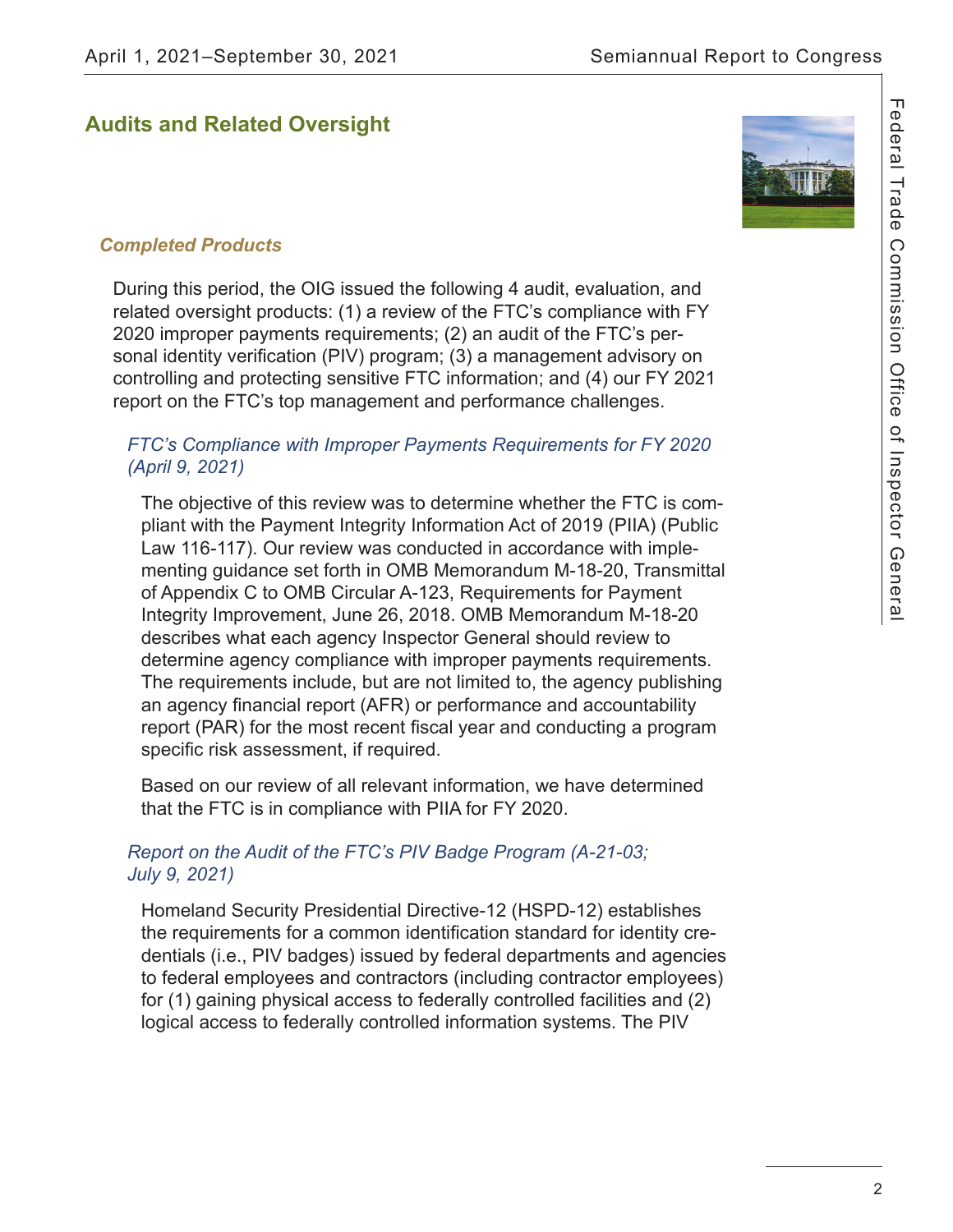## Audits and Related Oversight

### *Completed Products*

During this period, the OIG issued the following 4 audit, evaluation, and related oversight products: (1) a review of the FTC's compliance with FY 2020 improper payments requirements; (2) an audit of the FTC's personal identity verification (PIV) program; (3) a management advisory on controlling and protecting sensitive FTC information; and (4) our FY 2021 report on the FTC's top management and performance challenges.

#### *FTC's Compliance with Improper Payments Requirements for FY 2020 (April 9, 2021)*

The objective of this review was to determine whether the FTC is compliant with the Payment Integrity Information Act of 2019 (PIIA) (Public Law 116-117). Our review was conducted in accordance with implementing guidance set forth in OMB Memorandum M-18-20, Transmittal of Appendix C to OMB Circular A-123, Requirements for Payment Integrity Improvement, June 26, 2018. OMB Memorandum M-18-20 describes what each agency Inspector General should review to determine agency compliance with improper payments requirements. The requirements include, but are not limited to, the agency publishing an agency financial report (AFR) or performance and accountability report (PAR) for the most recent fiscal year and conducting a program specific risk assessment, if required.

Based on our review of all relevant information, we have determined that the FTC is in compliance with PIIA for FY 2020.

#### *Report on the Audit of the FTC's PIV Badge Program (A-21-03; July 9, 2021)*

Homeland Security Presidential Directive-12 (HSPD-12) establishes the requirements for a common identification standard for identity credentials (i.e., PIV badges) issued by federal departments and agencies to federal employees and contractors (including contractor employees) for (1) gaining physical access to federally controlled facilities and (2) logical access to federally controlled information systems. The PIV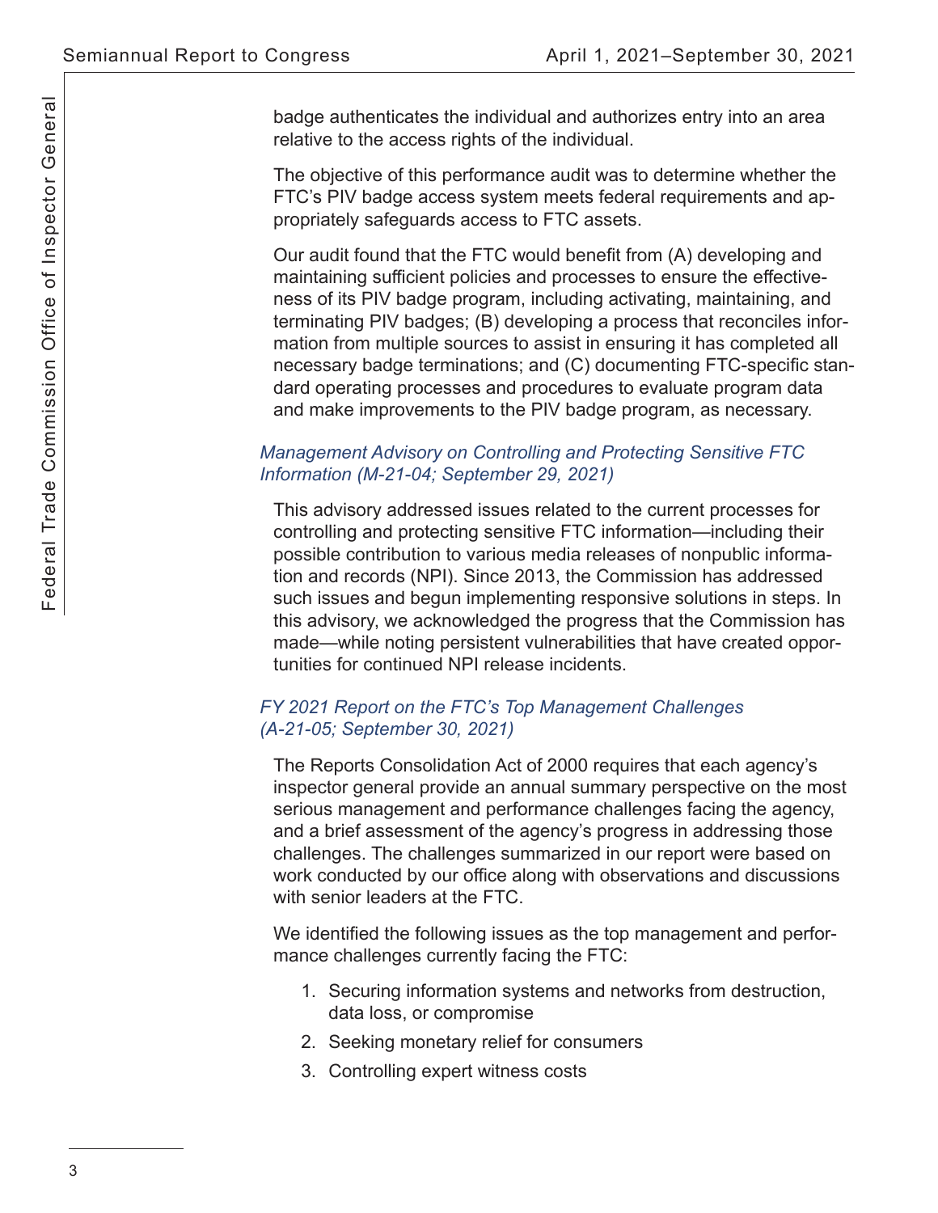badge authenticates the individual and authorizes entry into an area relative to the access rights of the individual.

The objective of this performance audit was to determine whether the FTC's PIV badge access system meets federal requirements and appropriately safeguards access to FTC assets.

Our audit found that the FTC would benefit from (A) developing and maintaining sufficient policies and processes to ensure the effectiveness of its PIV badge program, including activating, maintaining, and terminating PIV badges; (B) developing a process that reconciles information from multiple sources to assist in ensuring it has completed all necessary badge terminations; and (C) documenting FTC-specific standard operating processes and procedures to evaluate program data and make improvements to the PIV badge program, as necessary.

*Management Advisory on Controlling and Protecting Sensitive FTC Information (M-21-04; September 29, 2021)*

This advisory addressed issues related to the current processes for controlling and protecting sensitive FTC information—including their possible contribution to various media releases of nonpublic information and records (NPI). Since 2013, the Commission has addressed such issues and begun implementing responsive solutions in steps. In this advisory, we acknowledged the progress that the Commission has made—while noting persistent vulnerabilities that have created opportunities for continued NPI release incidents.

*FY 2021 Report on the FTC's Top Management Challenges (A-21-05; September 30, 2021)*

The Reports Consolidation Act of 2000 requires that each agency's inspector general provide an annual summary perspective on the most serious management and performance challenges facing the agency, and a brief assessment of the agency's progress in addressing those challenges. The challenges summarized in our report were based on work conducted by our office along with observations and discussions with senior leaders at the FTC.

We identified the following issues as the top management and performance challenges currently facing the FTC:

1. Securing information systems and networks from destruction, data loss, or compromise
2. Seeking monetary relief for consumers
3. Controlling expert witness costs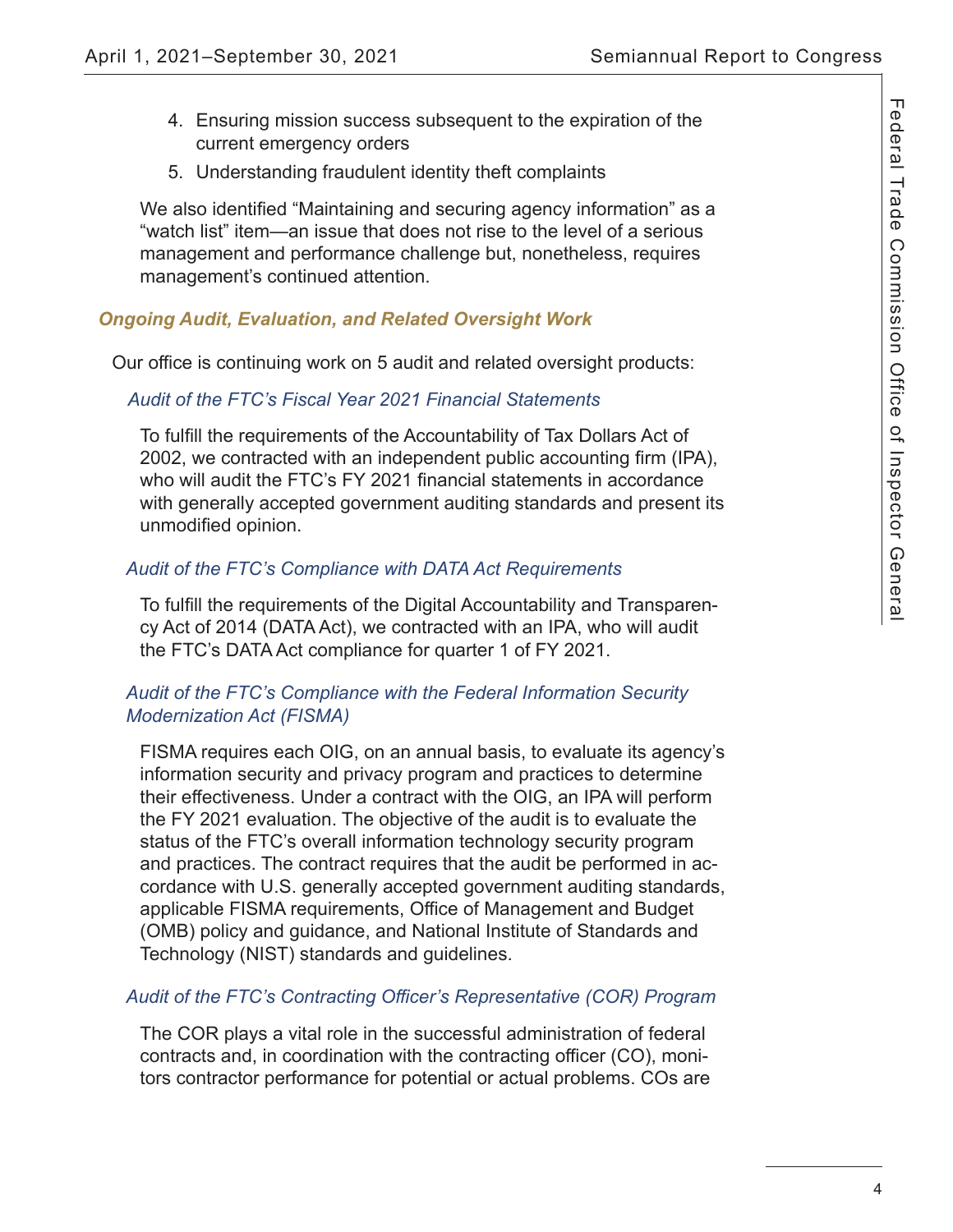4. Ensuring mission success subsequent to the expiration of the current emergency orders
5. Understanding fraudulent identity theft complaints

We also identified “Maintaining and securing agency information” as a “watch list” item—an issue that does not rise to the level of a serious management and performance challenge but, nonetheless, requires management’s continued attention.

## *Ongoing Audit, Evaluation, and Related Oversight Work*

Our office is continuing work on 5 audit and related oversight products:

### *Audit of the FTC’s Fiscal Year 2021 Financial Statements*

To fulfill the requirements of the Accountability of Tax Dollars Act of 2002, we contracted with an independent public accounting firm (IPA), who will audit the FTC’s FY 2021 financial statements in accordance with generally accepted government auditing standards and present its unmodified opinion.

### *Audit of the FTC’s Compliance with DATA Act Requirements*

To fulfill the requirements of the Digital Accountability and Transparency Act of 2014 (DATA Act), we contracted with an IPA, who will audit the FTC’s DATA Act compliance for quarter 1 of FY 2021.

### *Audit of the FTC’s Compliance with the Federal Information Security Modernization Act (FISMA)*

FISMA requires each OIG, on an annual basis, to evaluate its agency’s information security and privacy program and practices to determine their effectiveness. Under a contract with the OIG, an IPA will perform the FY 2021 evaluation. The objective of the audit is to evaluate the status of the FTC’s overall information technology security program and practices. The contract requires that the audit be performed in accordance with U.S. generally accepted government auditing standards, applicable FISMA requirements, Office of Management and Budget (OMB) policy and guidance, and National Institute of Standards and Technology (NIST) standards and guidelines.

### *Audit of the FTC’s Contracting Officer’s Representative (COR) Program*

The COR plays a vital role in the successful administration of federal contracts and, in coordination with the contracting officer (CO), monitors contractor performance for potential or actual problems. COs are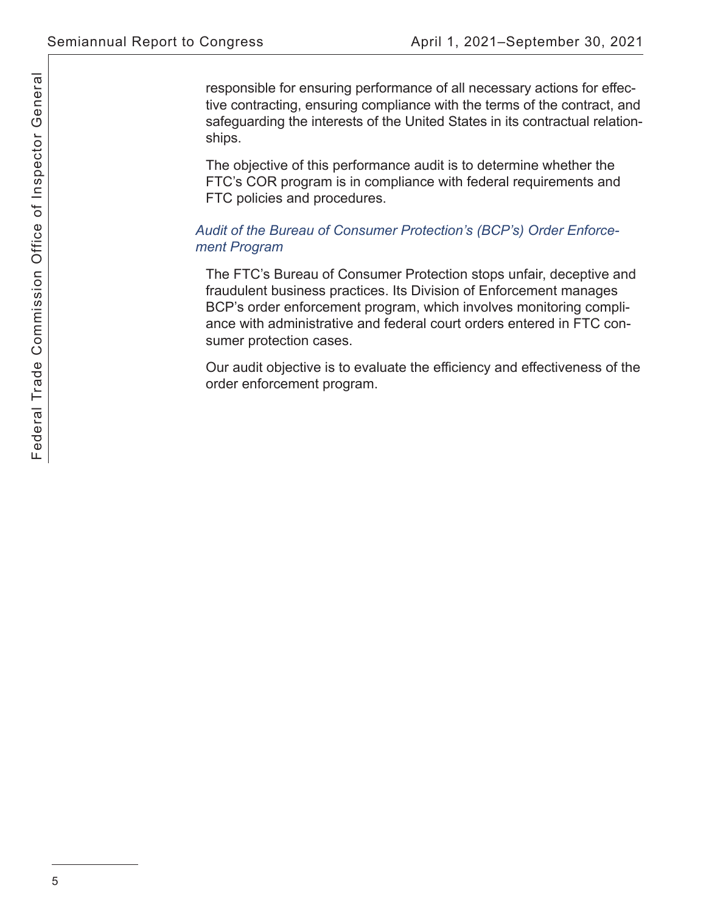responsible for ensuring performance of all necessary actions for effective contracting, ensuring compliance with the terms of the contract, and safeguarding the interests of the United States in its contractual relationships.

The objective of this performance audit is to determine whether the FTC's COR program is in compliance with federal requirements and FTC policies and procedures.

*Audit of the Bureau of Consumer Protection's (BCP's) Order Enforcement Program*

The FTC's Bureau of Consumer Protection stops unfair, deceptive and fraudulent business practices. Its Division of Enforcement manages BCP's order enforcement program, which involves monitoring compliance with administrative and federal court orders entered in FTC consumer protection cases.

Our audit objective is to evaluate the efficiency and effectiveness of the order enforcement program.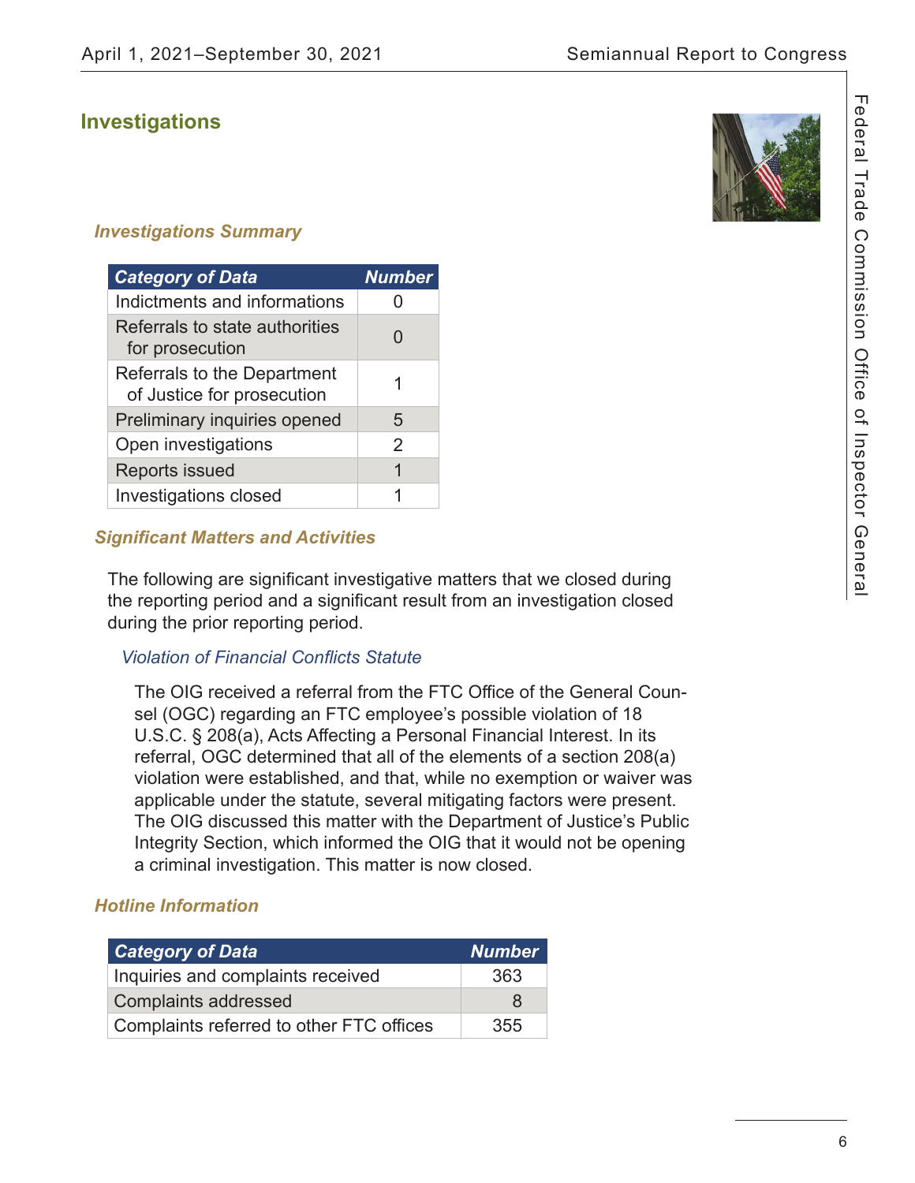## Investigations

### *Investigations Summary*

| Category of Data | Number |
|---|---|
| Indictments and informations | 0 |
| Referrals to state authorities for prosecution | 0 |
| Referrals to the Department of Justice for prosecution | 1 |
| Preliminary inquiries opened | 5 |
| Open investigations | 2 |
| Reports issued | 1 |
| Investigations closed | 1 |

### *Significant Matters and Activities*

The following are significant investigative matters that we closed during the reporting period and a significant result from an investigation closed during the prior reporting period.

#### *Violation of Financial Conflicts Statute*

The OIG received a referral from the FTC Office of the General Counsel (OGC) regarding an FTC employee's possible violation of 18 U.S.C. § 208(a), Acts Affecting a Personal Financial Interest. In its referral, OGC determined that all of the elements of a section 208(a) violation were established, and that, while no exemption or waiver was applicable under the statute, several mitigating factors were present. The OIG discussed this matter with the Department of Justice's Public Integrity Section, which informed the OIG that it would not be opening a criminal investigation. This matter is now closed.

### *Hotline Information*

| Category of Data | Number |
|---|---|
| Inquiries and complaints received | 363 |
| Complaints addressed | 8 |
| Complaints referred to other FTC offices | 355 |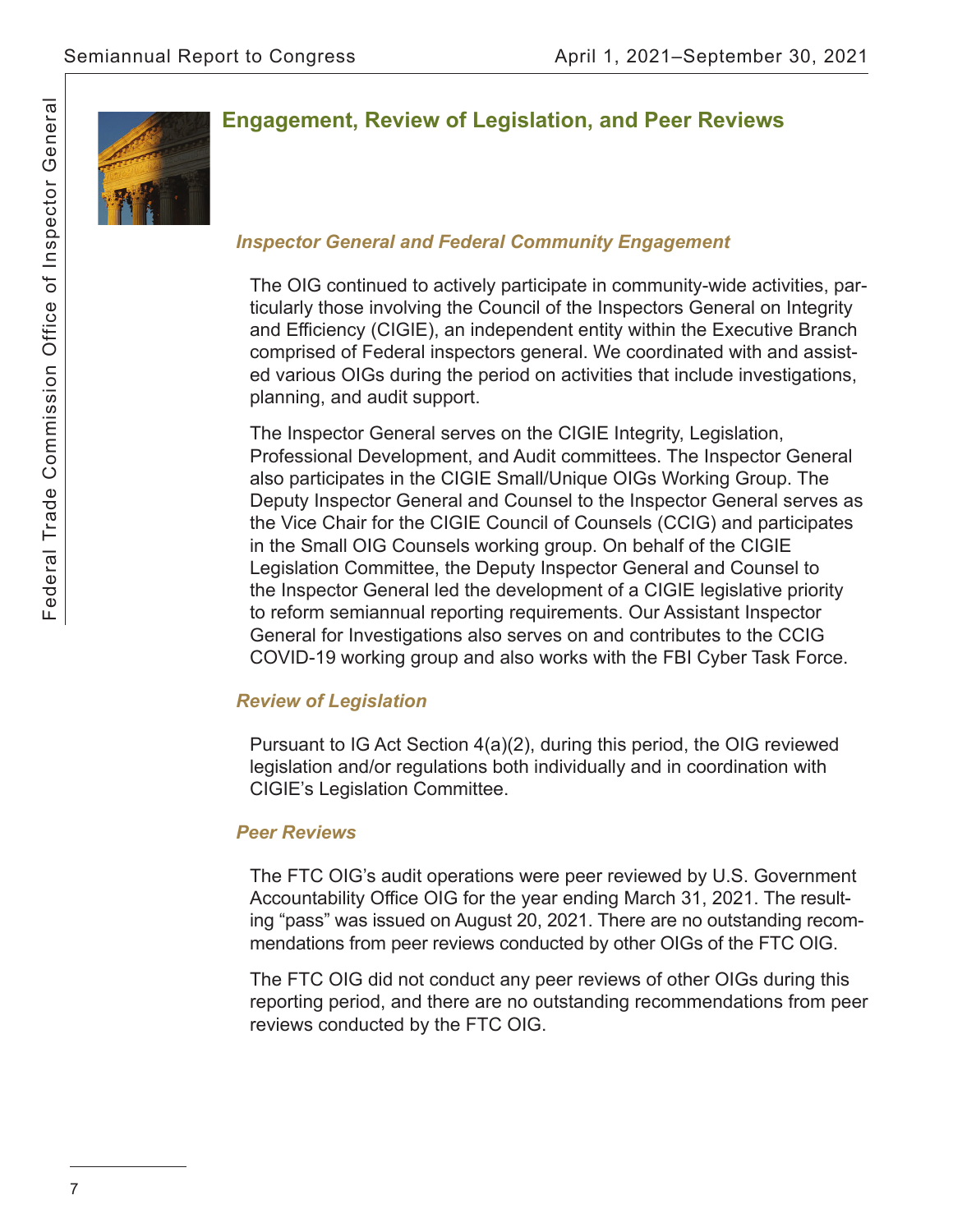## Engagement, Review of Legislation, and Peer Reviews

### *Inspector General and Federal Community Engagement*

The OIG continued to actively participate in community-wide activities, particularly those involving the Council of the Inspectors General on Integrity and Efficiency (CIGIE), an independent entity within the Executive Branch comprised of Federal inspectors general. We coordinated with and assisted various OIGs during the period on activities that include investigations, planning, and audit support.

The Inspector General serves on the CIGIE Integrity, Legislation, Professional Development, and Audit committees. The Inspector General also participates in the CIGIE Small/Unique OIGs Working Group. The Deputy Inspector General and Counsel to the Inspector General serves as the Vice Chair for the CIGIE Council of Counsels (CCIG) and participates in the Small OIG Counsels working group. On behalf of the CIGIE Legislation Committee, the Deputy Inspector General and Counsel to the Inspector General led the development of a CIGIE legislative priority to reform semiannual reporting requirements. Our Assistant Inspector General for Investigations also serves on and contributes to the CCIG COVID-19 working group and also works with the FBI Cyber Task Force.

### *Review of Legislation*

Pursuant to IG Act Section 4(a)(2), during this period, the OIG reviewed legislation and/or regulations both individually and in coordination with CIGIE's Legislation Committee.

### *Peer Reviews*

The FTC OIG's audit operations were peer reviewed by U.S. Government Accountability Office OIG for the year ending March 31, 2021. The resulting "pass" was issued on August 20, 2021. There are no outstanding recommendations from peer reviews conducted by other OIGs of the FTC OIG.

The FTC OIG did not conduct any peer reviews of other OIGs during this reporting period, and there are no outstanding recommendations from peer reviews conducted by the FTC OIG.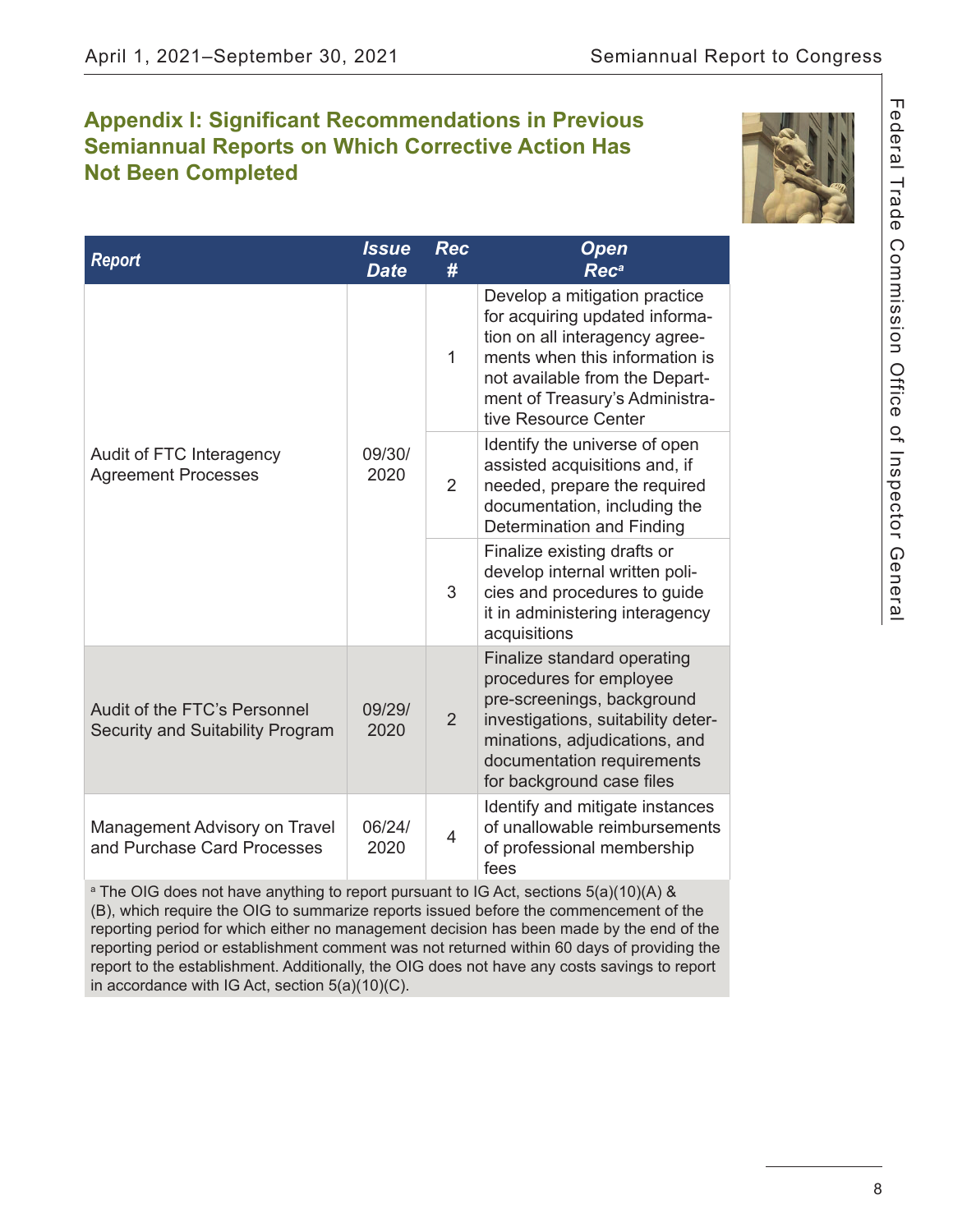# Appendix I: Significant Recommendations in Previous Semiannual Reports on Which Corrective Action Has Not Been Completed

| Report | Issue Date | Rec # | Open Rec[a] |
|---|---|---|---|
| Audit of FTC Interagency Agreement Processes | 09/30/2020 | 1 | Develop a mitigation practice for acquiring updated information on all interagency agreements when this information is not available from the Department of Treasury's Administrative Resource Center |
| | | 2 | Identify the universe of open assisted acquisitions and, if needed, prepare the required documentation, including the Determination and Finding |
| | | 3 | Finalize existing drafts or develop internal written policies and procedures to guide it in administering interagency acquisitions |
| Audit of the FTC's Personnel Security and Suitability Program | 09/29/2020 | 2 | Finalize standard operating procedures for employee pre-screenings, background investigations, suitability determinations, adjudications, and documentation requirements for background case files |
| Management Advisory on Travel and Purchase Card Processes | 06/24/2020 | 4 | Identify and mitigate instances of unallowable reimbursements of professional membership fees |

[a] The OIG does not have anything to report pursuant to IG Act, sections 5(a)(10)(A) & (B), which require the OIG to summarize reports issued before the commencement of the reporting period for which either no management decision has been made by the end of the reporting period or establishment comment was not returned within 60 days of providing the report to the establishment. Additionally, the OIG does not have any costs savings to report in accordance with IG Act, section 5(a)(10)(C).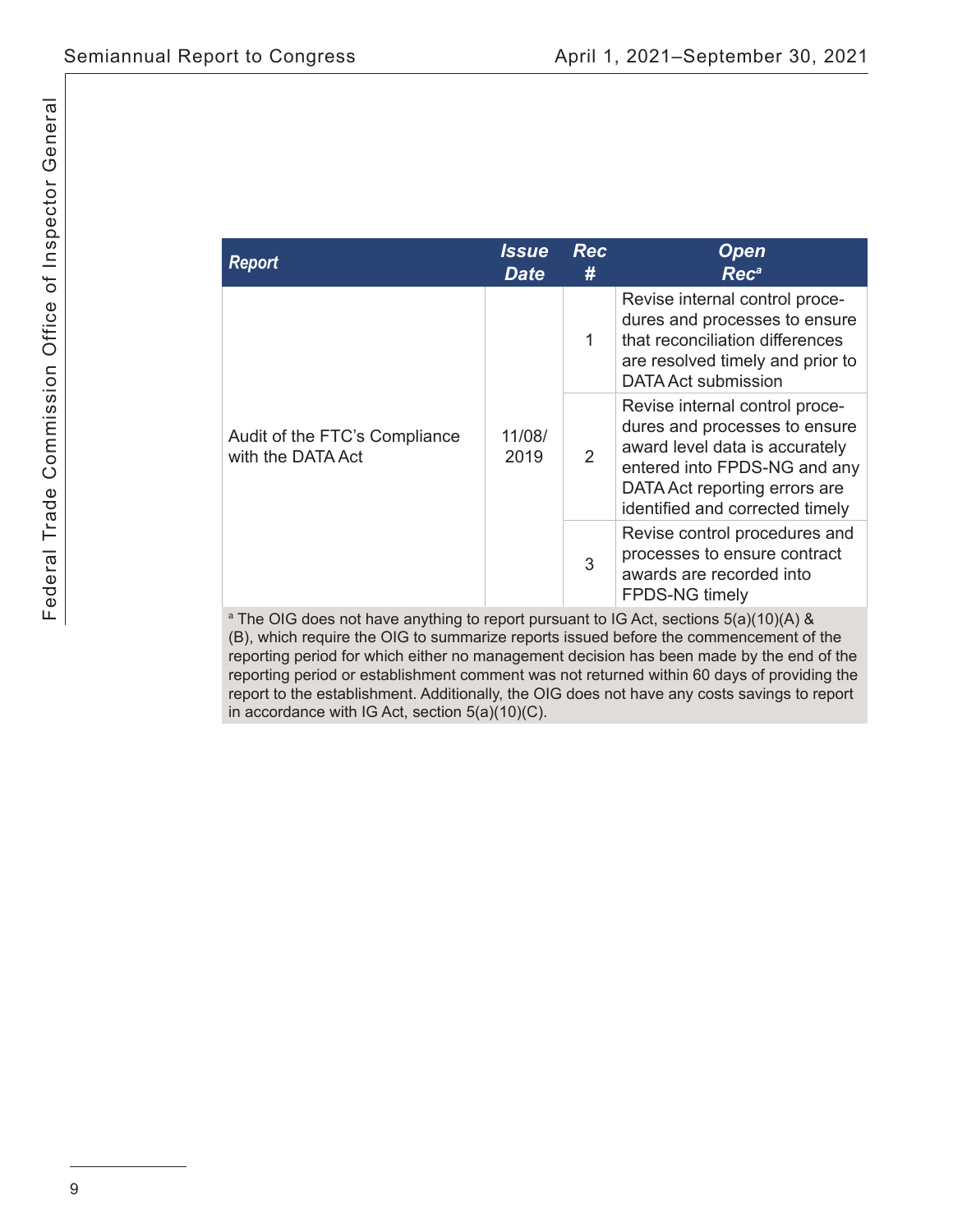| Report | Issue Date | Rec # | Open Rec[a] |
| --- | --- | --- | --- |
| Audit of the FTC's Compliance with the DATA Act | 11/08/2019 | 1 | Revise internal control procedures and processes to ensure that reconciliation differences are resolved timely and prior to DATA Act submission |
| | | 2 | Revise internal control procedures and processes to ensure award level data is accurately entered into FPDS-NG and any DATA Act reporting errors are identified and corrected timely |
| | | 3 | Revise control procedures and processes to ensure contract awards are recorded into FPDS-NG timely |

[a] The OIG does not have anything to report pursuant to IG Act, sections 5(a)(10)(A) & (B), which require the OIG to summarize reports issued before the commencement of the reporting period for which either no management decision has been made by the end of the reporting period or establishment comment was not returned within 60 days of providing the report to the establishment. Additionally, the OIG does not have any costs savings to report in accordance with IG Act, section 5(a)(10)(C).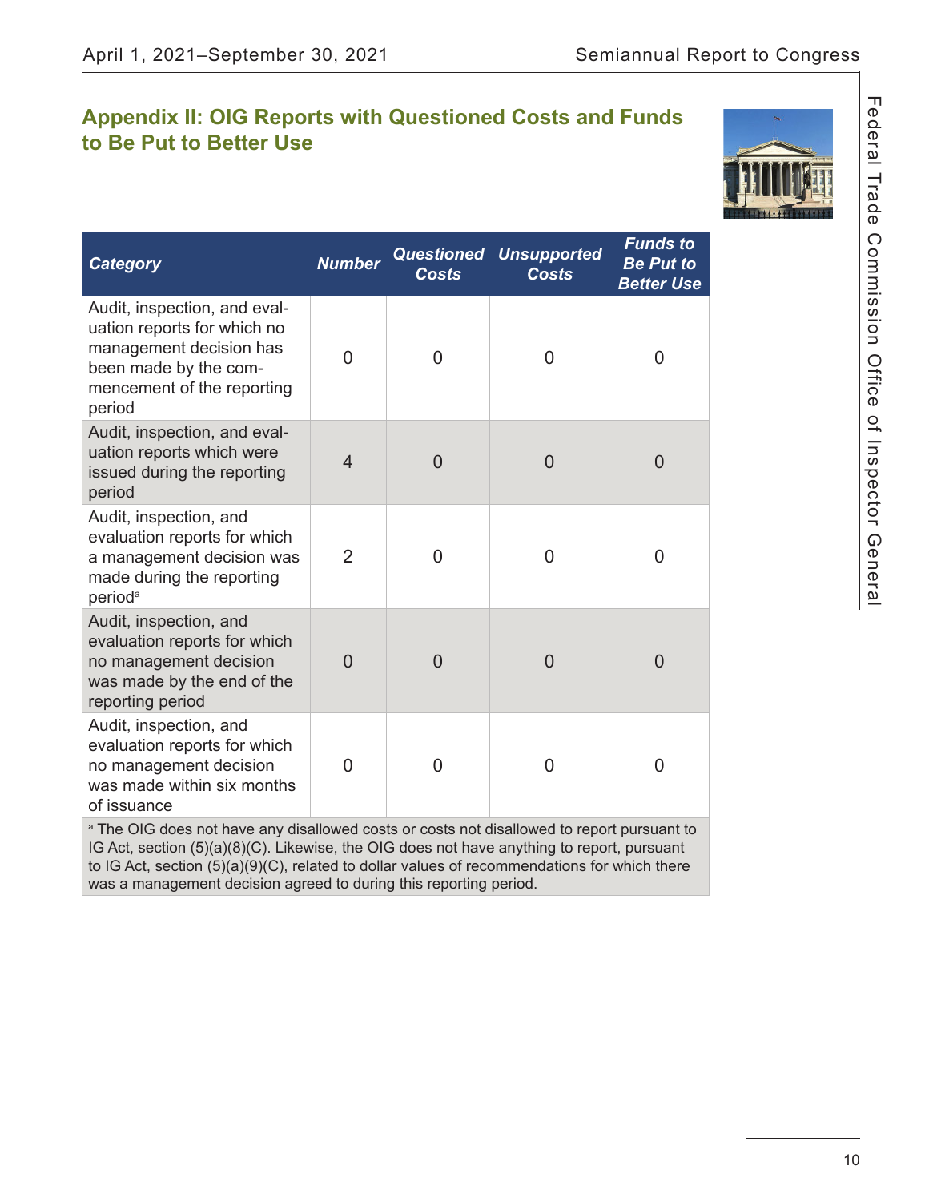## Appendix II: OIG Reports with Questioned Costs and Funds to Be Put to Better Use

| Category | Number | Questioned Costs | Unsupported Costs | Funds to Be Put to Better Use |
|---|---|---|---|---|
| Audit, inspection, and evaluation reports for which no management decision has been made by the commencement of the reporting period | 0 | 0 | 0 | 0 |
| Audit, inspection, and evaluation reports which were issued during the reporting period | 4 | 0 | 0 | 0 |
| Audit, inspection, and evaluation reports for which a management decision was made during the reporting period[a] | 2 | 0 | 0 | 0 |
| Audit, inspection, and evaluation reports for which no management decision was made by the end of the reporting period | 0 | 0 | 0 | 0 |
| Audit, inspection, and evaluation reports for which no management decision was made within six months of issuance | 0 | 0 | 0 | 0 |

[a] The OIG does not have any disallowed costs or costs not disallowed to report pursuant to IG Act, section (5)(a)(8)(C). Likewise, the OIG does not have anything to report, pursuant to IG Act, section (5)(a)(9)(C), related to dollar values of recommendations for which there was a management decision agreed to during this reporting period.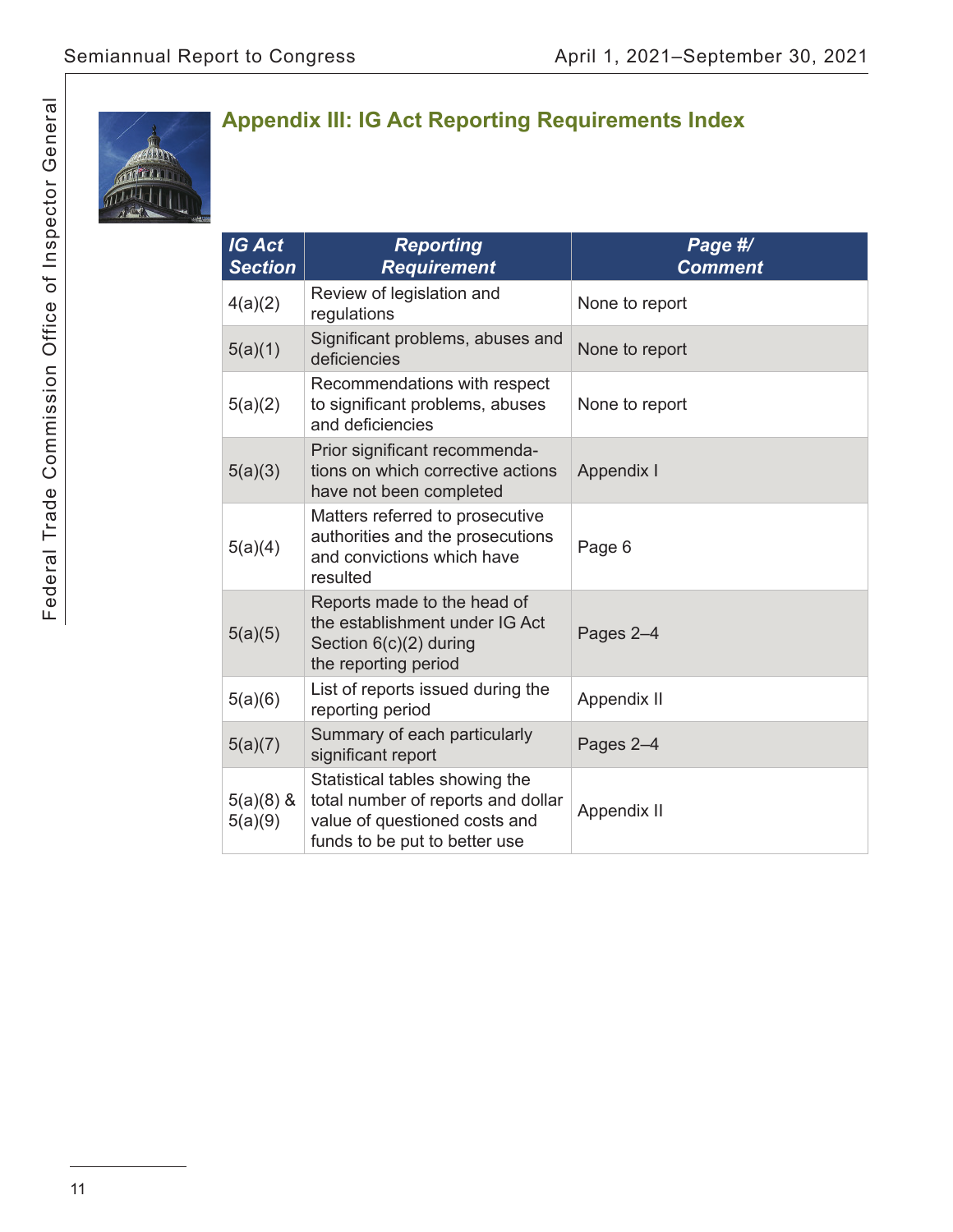## Appendix III: IG Act Reporting Requirements Index

| IG Act Section | Reporting Requirement | Page #/ Comment |
|---|---|---|
| 4(a)(2) | Review of legislation and regulations | None to report |
| 5(a)(1) | Significant problems, abuses and deficiencies | None to report |
| 5(a)(2) | Recommendations with respect to significant problems, abuses and deficiencies | None to report |
| 5(a)(3) | Prior significant recommendations on which corrective actions have not been completed | Appendix I |
| 5(a)(4) | Matters referred to prosecutive authorities and the prosecutions and convictions which have resulted | Page 6 |
| 5(a)(5) | Reports made to the head of the establishment under IG Act Section 6(c)(2) during the reporting period | Pages 2–4 |
| 5(a)(6) | List of reports issued during the reporting period | Appendix II |
| 5(a)(7) | Summary of each particularly significant report | Pages 2–4 |
| 5(a)(8) & 5(a)(9) | Statistical tables showing the total number of reports and dollar value of questioned costs and funds to be put to better use | Appendix II |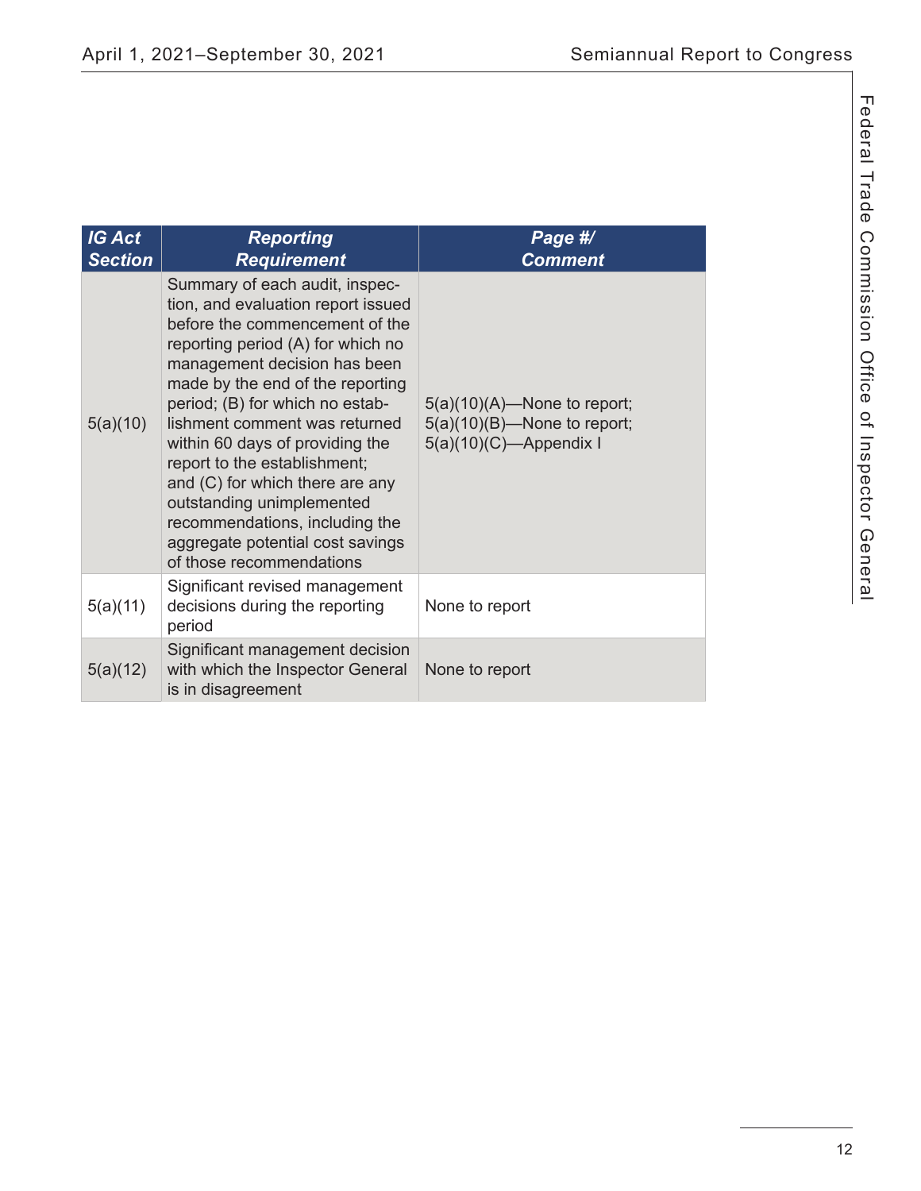| *IG Act Section* | *Reporting Requirement* | *Page #/ Comment* |
|---|---|---|
| 5(a)(10) | Summary of each audit, inspection, and evaluation report issued before the commencement of the reporting period (A) for which no management decision has been made by the end of the reporting period; (B) for which no establishment comment was returned within 60 days of providing the report to the establishment; and (C) for which there are any outstanding unimplemented recommendations, including the aggregate potential cost savings of those recommendations | 5(a)(10)(A)—None to report; 5(a)(10)(B)—None to report; 5(a)(10)(C)—Appendix I |
| 5(a)(11) | Significant revised management decisions during the reporting period | None to report |
| 5(a)(12) | Significant management decision with which the Inspector General is in disagreement | None to report |